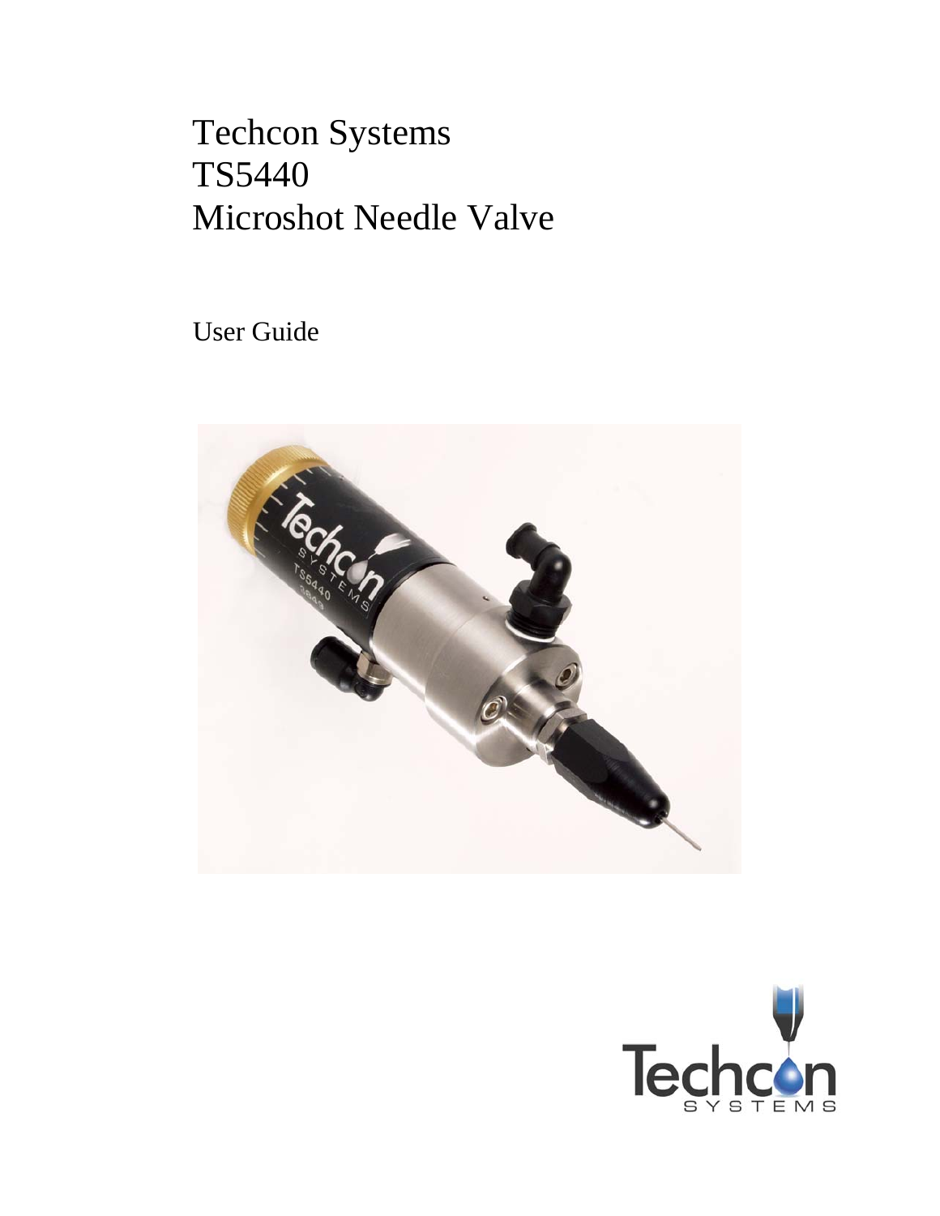# Techcon Systems
# TS5440
# Microshot Needle Valve

User Guide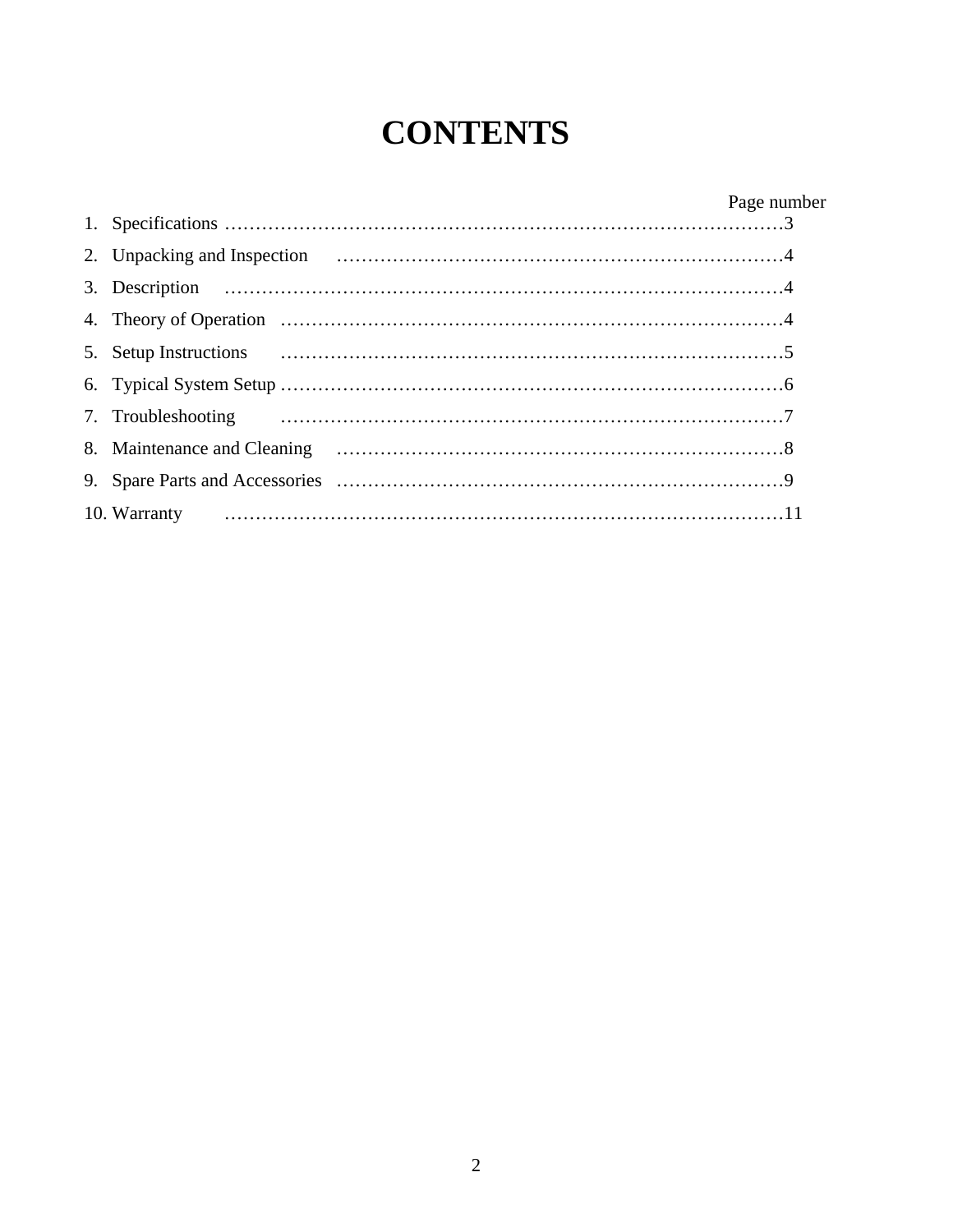# CONTENTS

| | Page number |
|---|---|
| 1. Specifications | 3 |
| 2. Unpacking and Inspection | 4 |
| 3. Description | 4 |
| 4. Theory of Operation | 4 |
| 5. Setup Instructions | 5 |
| 6. Typical System Setup | 6 |
| 7. Troubleshooting | 7 |
| 8. Maintenance and Cleaning | 8 |
| 9. Spare Parts and Accessories | 9 |
| 10. Warranty | 11 |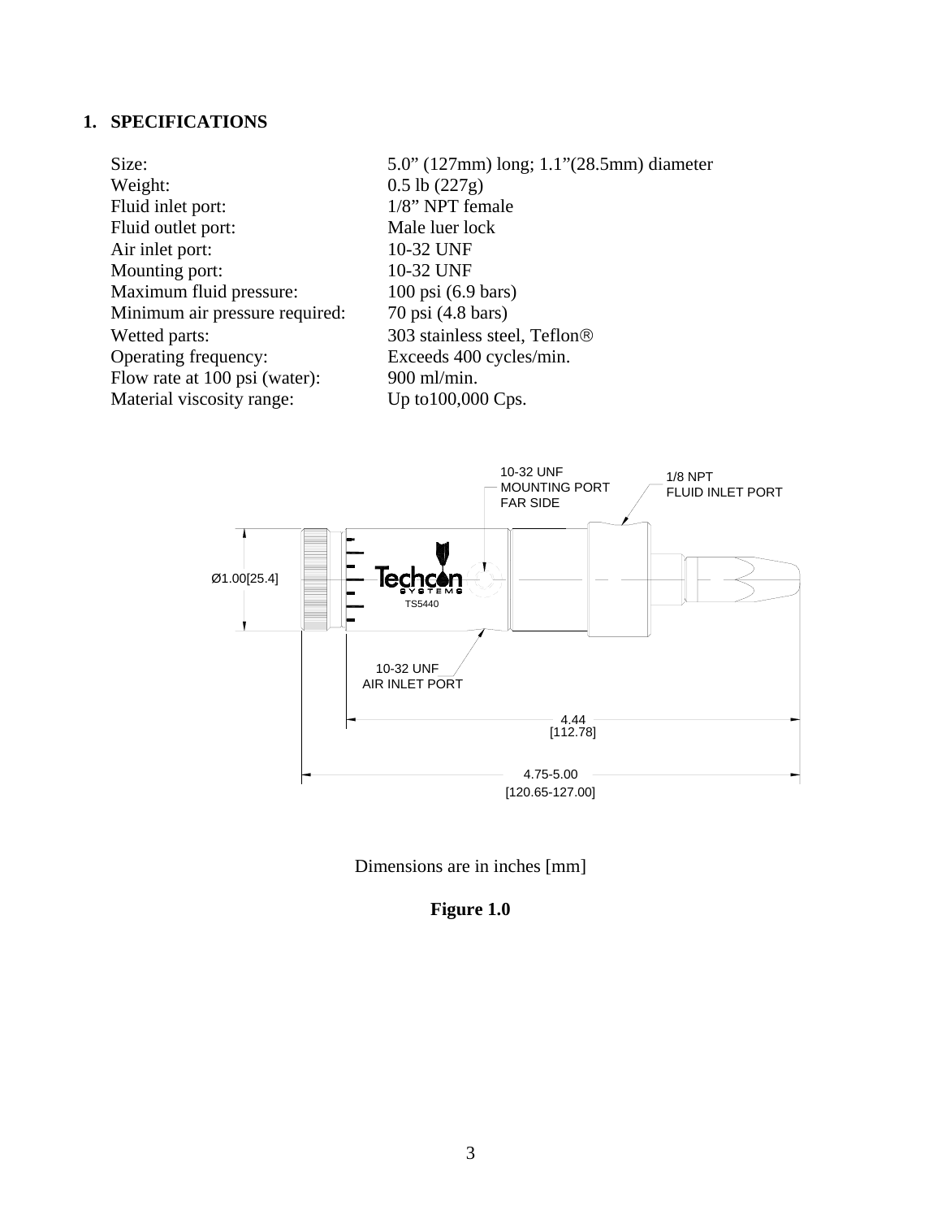## 1. SPECIFICATIONS

| | |
|---|---|
| Size: | 5.0” (127mm) long; 1.1”(28.5mm) diameter |
| Weight: | 0.5 lb (227g) |
| Fluid inlet port: | 1/8” NPT female |
| Fluid outlet port: | Male luer lock |
| Air inlet port: | 10-32 UNF |
| Mounting port: | 10-32 UNF |
| Maximum fluid pressure: | 100 psi (6.9 bars) |
| Minimum air pressure required: | 70 psi (4.8 bars) |
| Wetted parts: | 303 stainless steel, Teflon® |
| Operating frequency: | Exceeds 400 cycles/min. |
| Flow rate at 100 psi (water): | 900 ml/min. |
| Material viscosity range: | Up to100,000 Cps. |

10-32 UNF MOUNTING PORT FAR SIDE

1/8 NPT FLUID INLET PORT

Ø1.00[25.4]

Techcon SYSTEMS TS5440

10-32 UNF AIR INLET PORT

4.44 [112.78]

4.75-5.00 [120.65-127.00]

Dimensions are in inches [mm]

**Figure 1.0**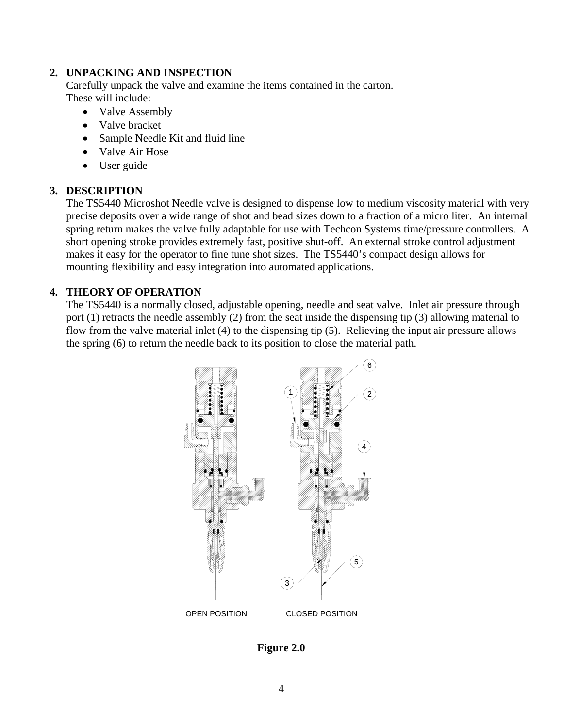## 2. UNPACKING AND INSPECTION

Carefully unpack the valve and examine the items contained in the carton.
These will include:

- Valve Assembly
- Valve bracket
- Sample Needle Kit and fluid line
- Valve Air Hose
- User guide

## 3. DESCRIPTION

The TS5440 Microshot Needle valve is designed to dispense low to medium viscosity material with very precise deposits over a wide range of shot and bead sizes down to a fraction of a micro liter. An internal spring return makes the valve fully adaptable for use with Techcon Systems time/pressure controllers. A short opening stroke provides extremely fast, positive shut-off. An external stroke control adjustment makes it easy for the operator to fine tune shot sizes. The TS5440's compact design allows for mounting flexibility and easy integration into automated applications.

## 4. THEORY OF OPERATION

The TS5440 is a normally closed, adjustable opening, needle and seat valve. Inlet air pressure through port (1) retracts the needle assembly (2) from the seat inside the dispensing tip (3) allowing material to flow from the valve material inlet (4) to the dispensing tip (5). Relieving the input air pressure allows the spring (6) to return the needle back to its position to close the material path.

OPEN POSITION CLOSED POSITION

**Figure 2.0**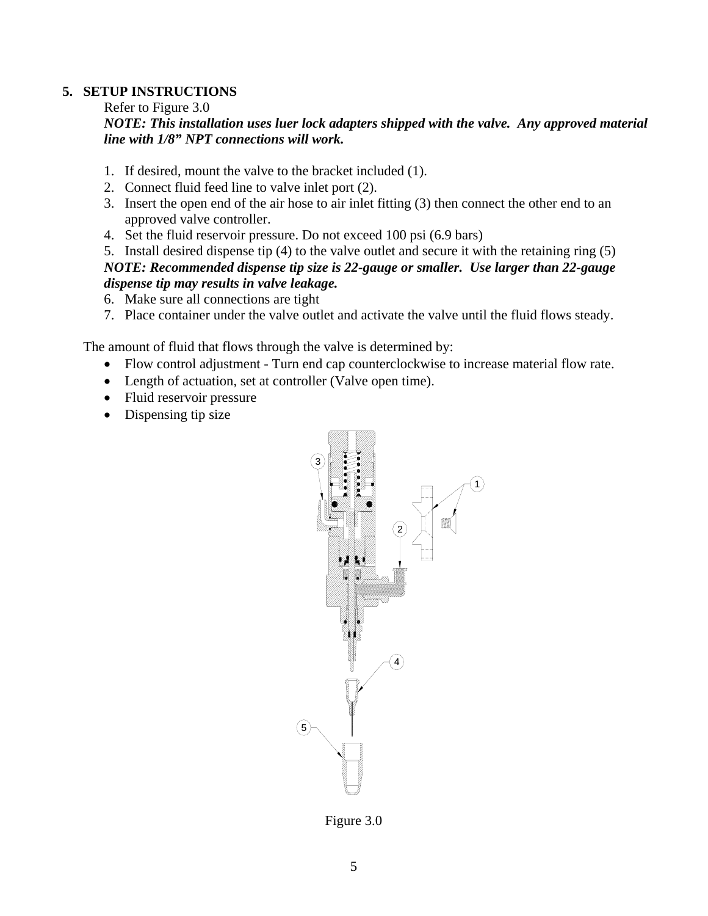## 5. SETUP INSTRUCTIONS

Refer to Figure 3.0

***NOTE: This installation uses luer lock adapters shipped with the valve. Any approved material line with 1/8" NPT connections will work.***

1. If desired, mount the valve to the bracket included (1).
2. Connect fluid feed line to valve inlet port (2).
3. Insert the open end of the air hose to air inlet fitting (3) then connect the other end to an approved valve controller.
4. Set the fluid reservoir pressure. Do not exceed 100 psi (6.9 bars)
5. Install desired dispense tip (4) to the valve outlet and secure it with the retaining ring (5)

***NOTE: Recommended dispense tip size is 22-gauge or smaller. Use larger than 22-gauge dispense tip may results in valve leakage.***

6. Make sure all connections are tight
7. Place container under the valve outlet and activate the valve until the fluid flows steady.

The amount of fluid that flows through the valve is determined by:

- Flow control adjustment - Turn end cap counterclockwise to increase material flow rate.
- Length of actuation, set at controller (Valve open time).
- Fluid reservoir pressure
- Dispensing tip size

Figure 3.0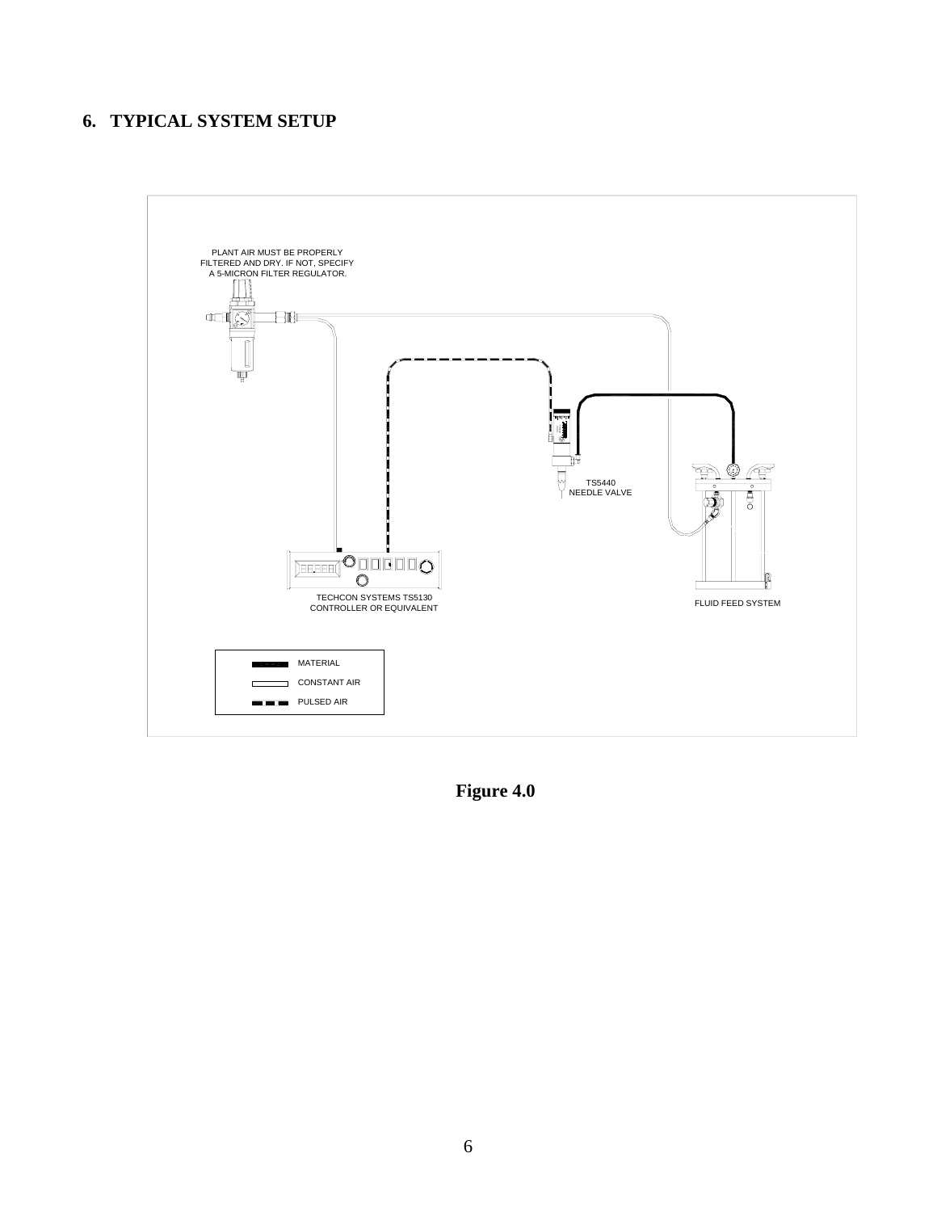## 6. TYPICAL SYSTEM SETUP

PLANT AIR MUST BE PROPERLY FILTERED AND DRY. IF NOT, SPECIFY A 5-MICRON FILTER REGULATOR.

TS5440 NEEDLE VALVE

TECHCON SYSTEMS TS5130 CONTROLLER OR EQUIVALENT

FLUID FEED SYSTEM

MATERIAL

CONSTANT AIR

PULSED AIR

**Figure 4.0**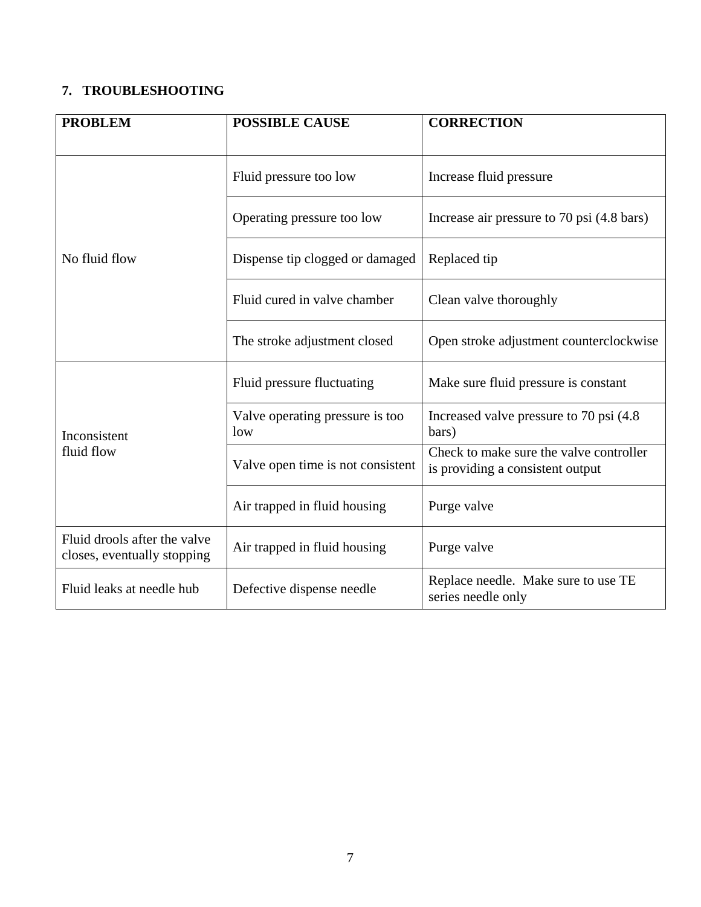## 7. TROUBLESHOOTING

| PROBLEM | POSSIBLE CAUSE | CORRECTION |
|---|---|---|
| No fluid flow | Fluid pressure too low | Increase fluid pressure |
| | Operating pressure too low | Increase air pressure to 70 psi (4.8 bars) |
| | Dispense tip clogged or damaged | Replaced tip |
| | Fluid cured in valve chamber | Clean valve thoroughly |
| | The stroke adjustment closed | Open stroke adjustment counterclockwise |
| Inconsistent fluid flow | Fluid pressure fluctuating | Make sure fluid pressure is constant |
| | Valve operating pressure is too low | Increased valve pressure to 70 psi (4.8 bars) |
| | Valve open time is not consistent | Check to make sure the valve controller is providing a consistent output |
| | Air trapped in fluid housing | Purge valve |
| Fluid drools after the valve closes, eventually stopping | Air trapped in fluid housing | Purge valve |
| Fluid leaks at needle hub | Defective dispense needle | Replace needle. Make sure to use TE series needle only |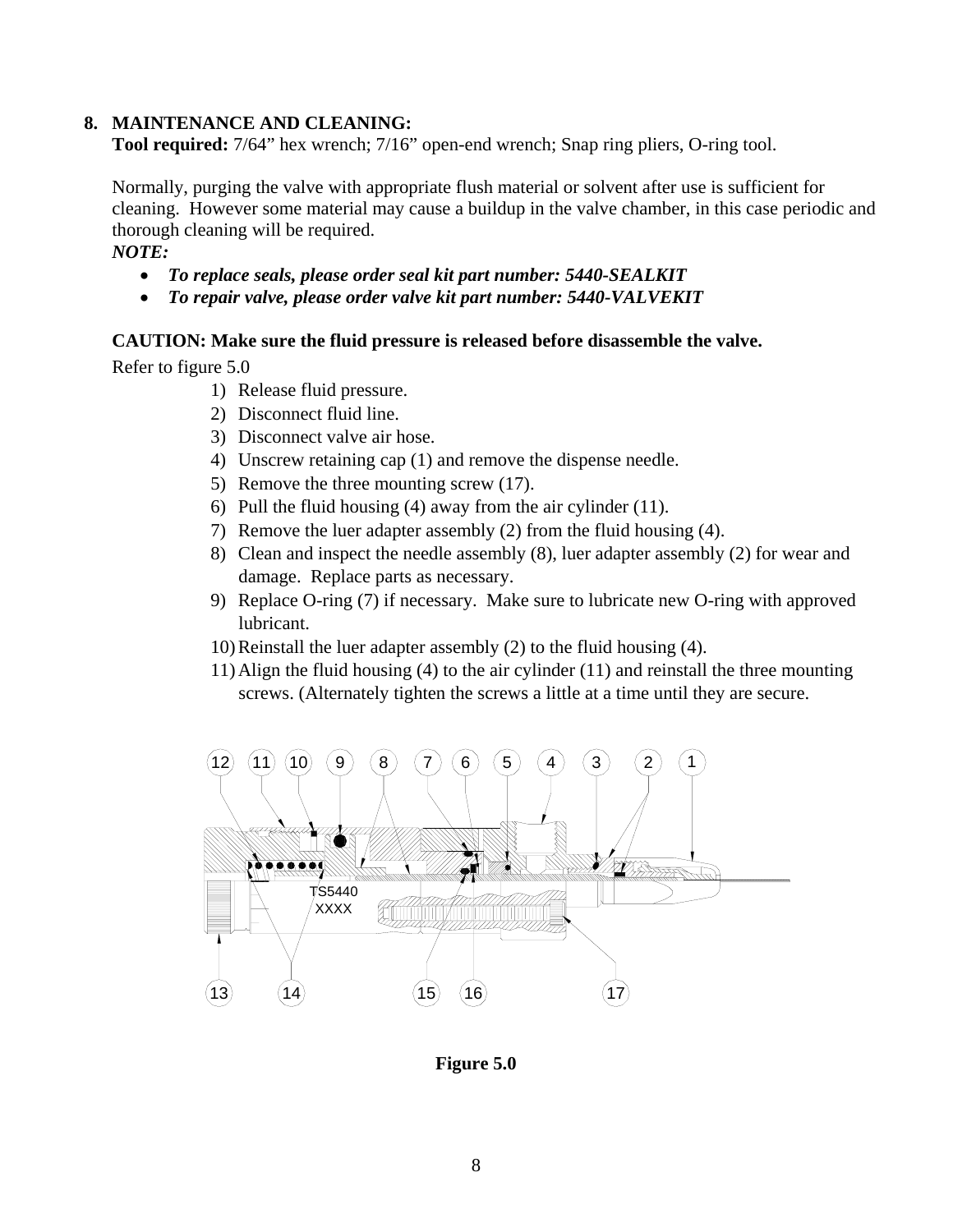## 8. MAINTENANCE AND CLEANING:

**Tool required:** 7/64" hex wrench; 7/16" open-end wrench; Snap ring pliers, O-ring tool.

Normally, purging the valve with appropriate flush material or solvent after use is sufficient for cleaning. However some material may cause a buildup in the valve chamber, in this case periodic and thorough cleaning will be required.

***NOTE:***

- ***To replace seals, please order seal kit part number: 5440-SEALKIT***
- ***To repair valve, please order valve kit part number: 5440-VALVEKIT***

**CAUTION: Make sure the fluid pressure is released before disassemble the valve.**

Refer to figure 5.0

1) Release fluid pressure.
2) Disconnect fluid line.
3) Disconnect valve air hose.
4) Unscrew retaining cap (1) and remove the dispense needle.
5) Remove the three mounting screw (17).
6) Pull the fluid housing (4) away from the air cylinder (11).
7) Remove the luer adapter assembly (2) from the fluid housing (4).
8) Clean and inspect the needle assembly (8), luer adapter assembly (2) for wear and damage. Replace parts as necessary.
9) Replace O-ring (7) if necessary. Make sure to lubricate new O-ring with approved lubricant.
10) Reinstall the luer adapter assembly (2) to the fluid housing (4).
11) Align the fluid housing (4) to the air cylinder (11) and reinstall the three mounting screws. (Alternately tighten the screws a little at a time until they are secure.

12 11 10 9 8 7 6 5 4 3 2 1

TS5440
XXXX

13 14 15 16 17

**Figure 5.0**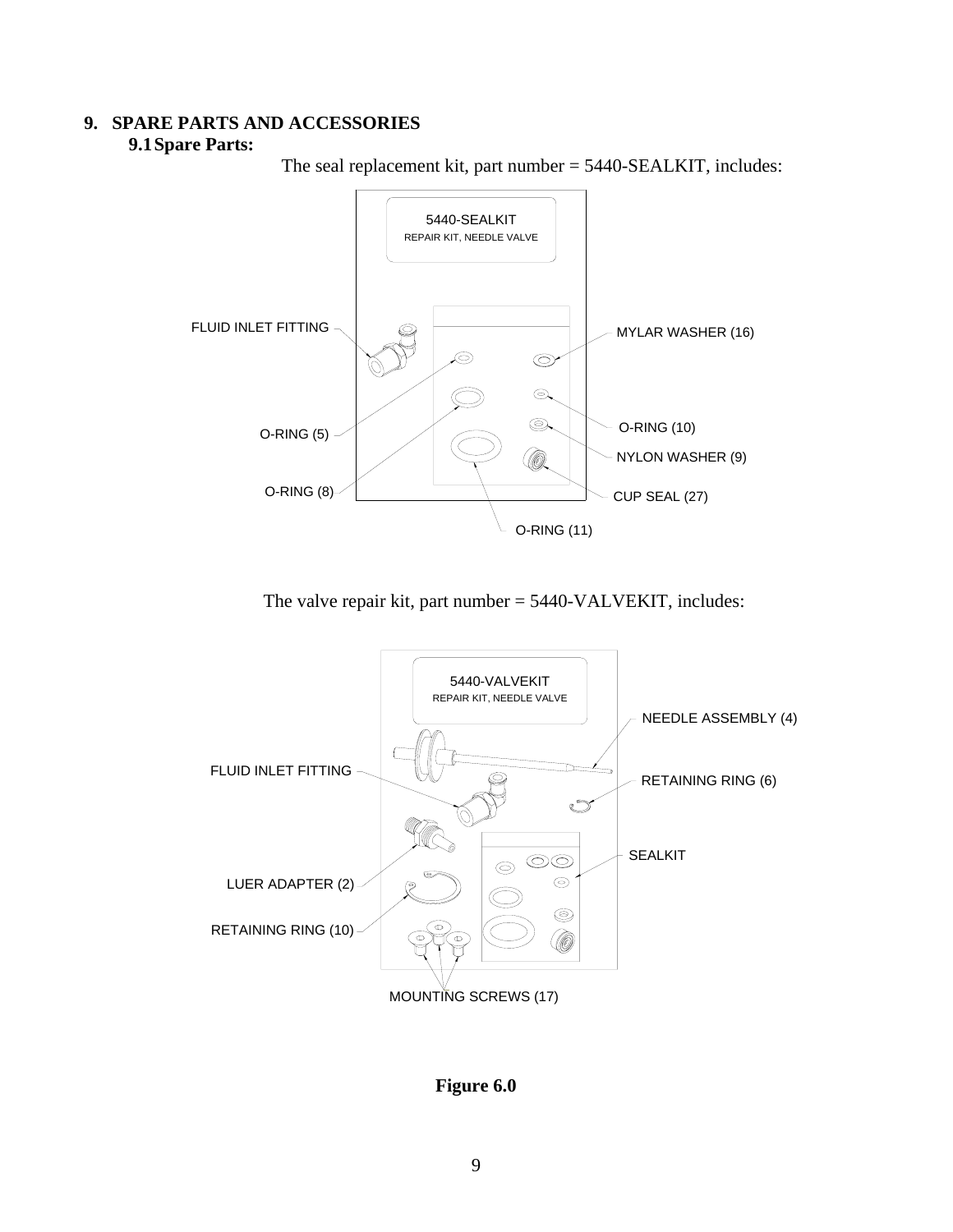# 9. SPARE PARTS AND ACCESSORIES

## 9.1 Spare Parts:

The seal replacement kit, part number = 5440-SEALKIT, includes:

5440-SEALKIT
REPAIR KIT, NEEDLE VALVE

FLUID INLET FITTING

MYLAR WASHER (16)

O-RING (5)

O-RING (10)

NYLON WASHER (9)

O-RING (8)

CUP SEAL (27)

O-RING (11)

The valve repair kit, part number = 5440-VALVEKIT, includes:

5440-VALVEKIT
REPAIR KIT, NEEDLE VALVE

NEEDLE ASSEMBLY (4)

FLUID INLET FITTING

RETAINING RING (6)

SEALKIT

LUER ADAPTER (2)

RETAINING RING (10)

MOUNTING SCREWS (17)

**Figure 6.0**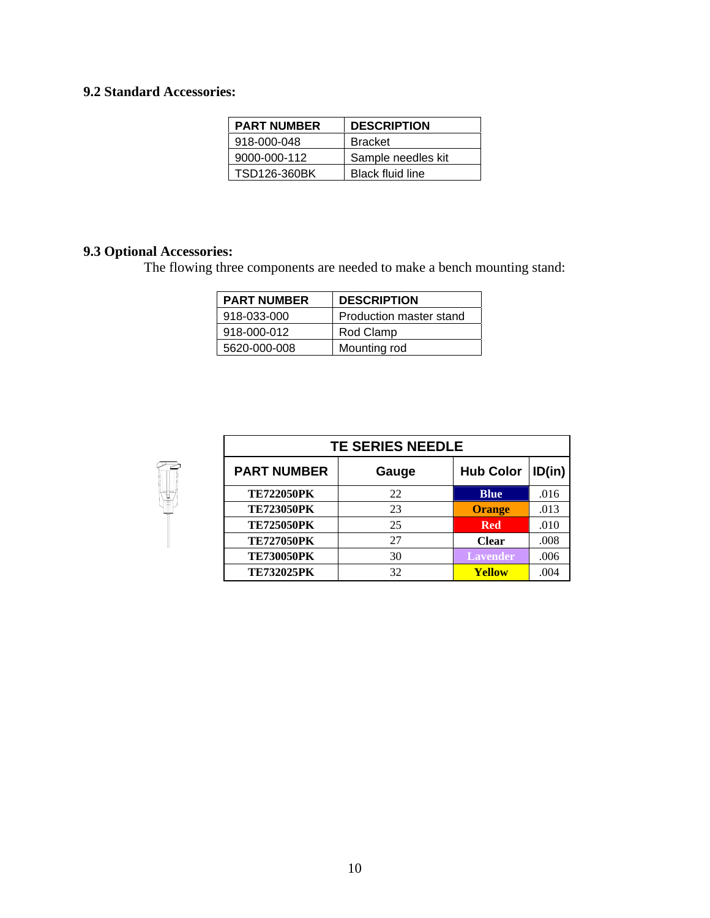## 9.2 Standard Accessories:

| PART NUMBER | DESCRIPTION |
| --- | --- |
| 918-000-048 | Bracket |
| 9000-000-112 | Sample needles kit |
| TSD126-360BK | Black fluid line |

## 9.3 Optional Accessories:

The flowing three components are needed to make a bench mounting stand:

| PART NUMBER | DESCRIPTION |
| --- | --- |
| 918-033-000 | Production master stand |
| 918-000-012 | Rod Clamp |
| 5620-000-008 | Mounting rod |

| TE SERIES NEEDLE | | | |
| --- | --- | --- | --- |
| **PART NUMBER** | **Gauge** | **Hub Color** | **ID(in)** |
| **TE722050PK** | 22 | **Blue** | .016 |
| **TE723050PK** | 23 | **Orange** | .013 |
| **TE725050PK** | 25 | **Red** | .010 |
| **TE727050PK** | 27 | **Clear** | .008 |
| **TE730050PK** | 30 | **Lavender** | .006 |
| **TE732025PK** | 32 | **Yellow** | .004 |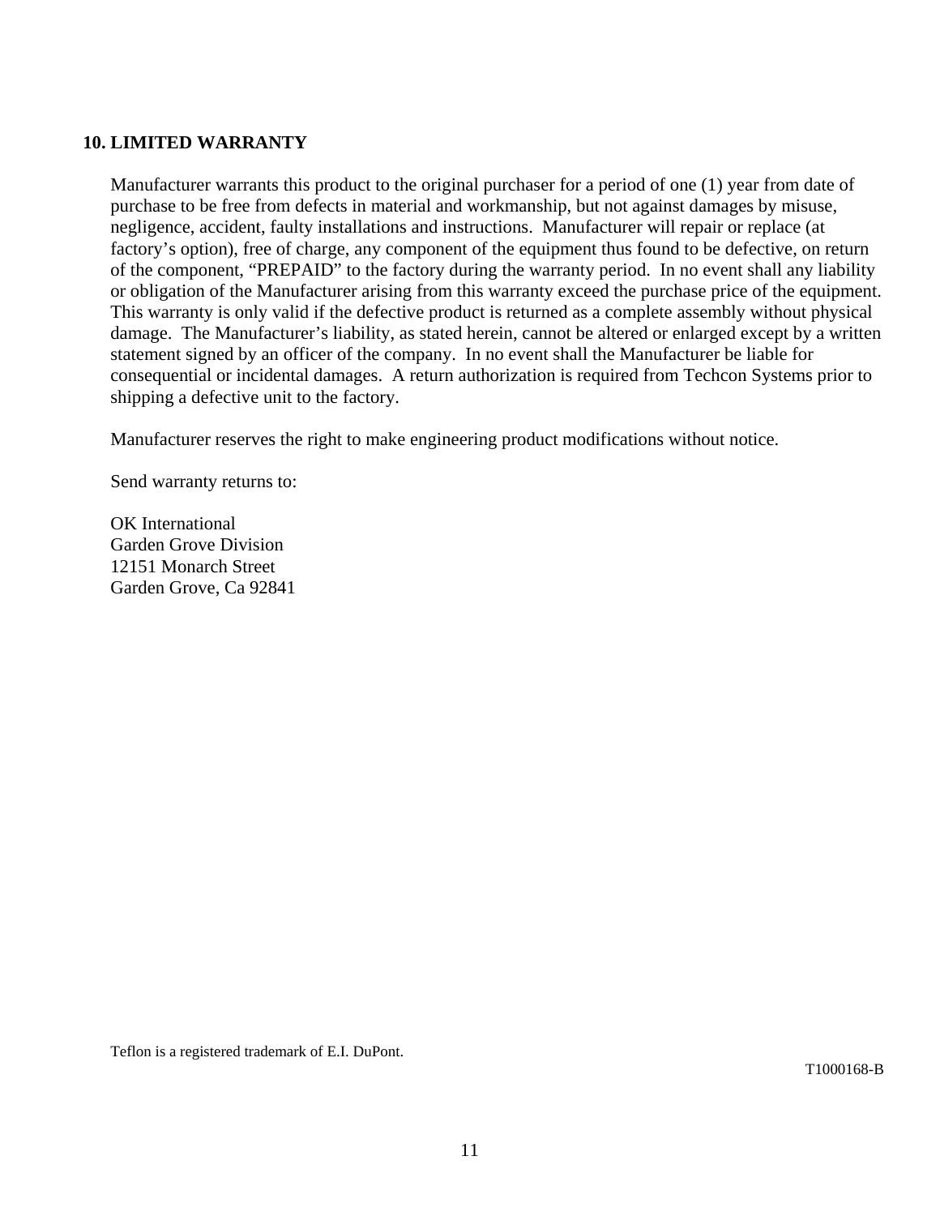## 10. LIMITED WARRANTY

Manufacturer warrants this product to the original purchaser for a period of one (1) year from date of purchase to be free from defects in material and workmanship, but not against damages by misuse, negligence, accident, faulty installations and instructions. Manufacturer will repair or replace (at factory's option), free of charge, any component of the equipment thus found to be defective, on return of the component, "PREPAID" to the factory during the warranty period. In no event shall any liability or obligation of the Manufacturer arising from this warranty exceed the purchase price of the equipment. This warranty is only valid if the defective product is returned as a complete assembly without physical damage. The Manufacturer's liability, as stated herein, cannot be altered or enlarged except by a written statement signed by an officer of the company. In no event shall the Manufacturer be liable for consequential or incidental damages. A return authorization is required from Techcon Systems prior to shipping a defective unit to the factory.

Manufacturer reserves the right to make engineering product modifications without notice.

Send warranty returns to:

OK International
Garden Grove Division
12151 Monarch Street
Garden Grove, Ca 92841

Teflon is a registered trademark of E.I. DuPont.

T1000168-B